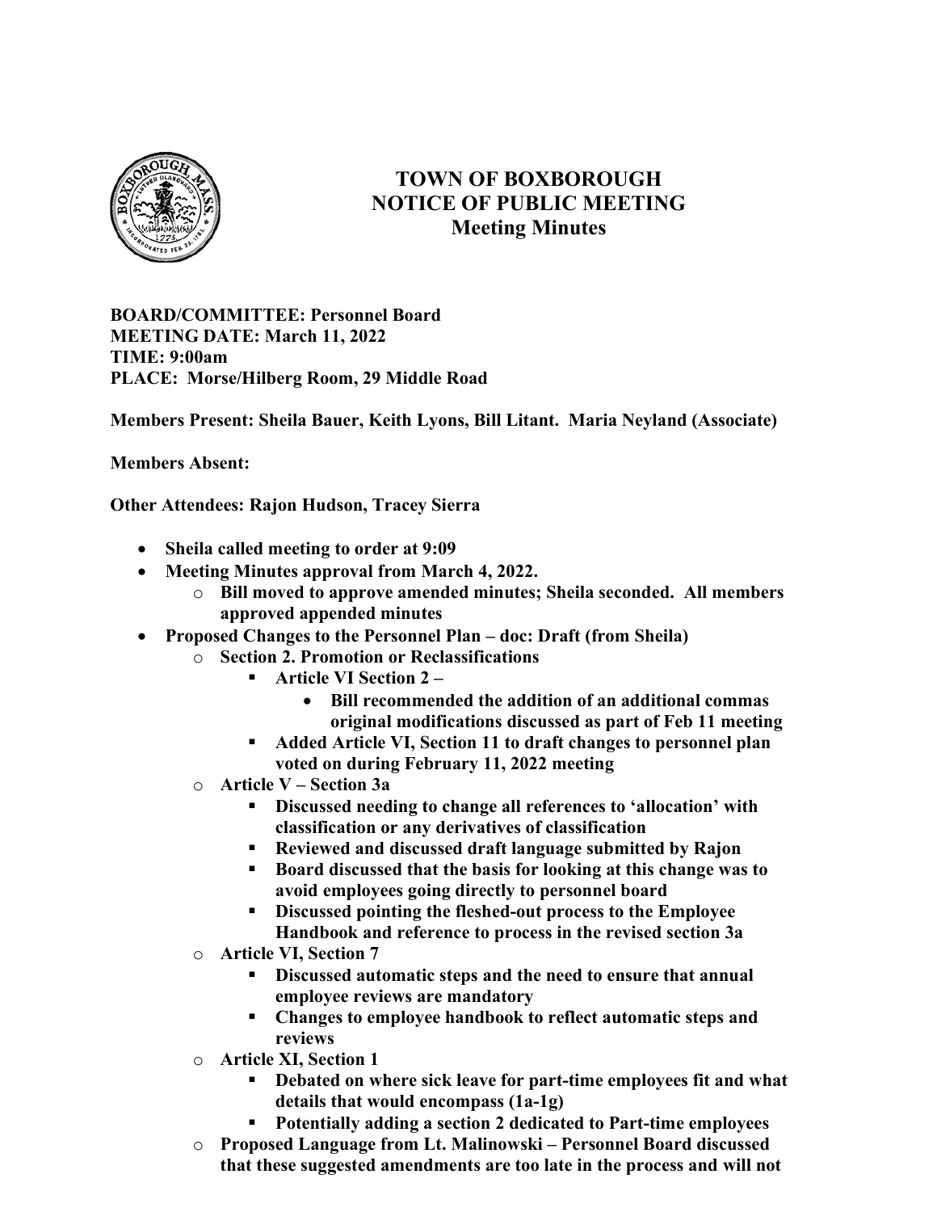# TOWN OF BOXBOROUGH
## NOTICE OF PUBLIC MEETING
### Meeting Minutes

**BOARD/COMMITTEE: Personnel Board**
**MEETING DATE: March 11, 2022**
**TIME: 9:00am**
**PLACE: Morse/Hilberg Room, 29 Middle Road**

**Members Present: Sheila Bauer, Keith Lyons, Bill Litant. Maria Neyland (Associate)**

**Members Absent:**

**Other Attendees: Rajon Hudson, Tracey Sierra**

- **Sheila called meeting to order at 9:09**
- **Meeting Minutes approval from March 4, 2022.**
  - **Bill moved to approve amended minutes; Sheila seconded. All members approved appended minutes**
- **Proposed Changes to the Personnel Plan – doc: Draft (from Sheila)**
  - **Section 2. Promotion or Reclassifications**
    - **Article VI Section 2 –**
      - **Bill recommended the addition of an additional commas original modifications discussed as part of Feb 11 meeting**
    - **Added Article VI, Section 11 to draft changes to personnel plan voted on during February 11, 2022 meeting**
  - **Article V – Section 3a**
    - **Discussed needing to change all references to 'allocation' with classification or any derivatives of classification**
    - **Reviewed and discussed draft language submitted by Rajon**
    - **Board discussed that the basis for looking at this change was to avoid employees going directly to personnel board**
    - **Discussed pointing the fleshed-out process to the Employee Handbook and reference to process in the revised section 3a**
  - **Article VI, Section 7**
    - **Discussed automatic steps and the need to ensure that annual employee reviews are mandatory**
    - **Changes to employee handbook to reflect automatic steps and reviews**
  - **Article XI, Section 1**
    - **Debated on where sick leave for part-time employees fit and what details that would encompass (1a-1g)**
    - **Potentially adding a section 2 dedicated to Part-time employees**
  - **Proposed Language from Lt. Malinowski – Personnel Board discussed that these suggested amendments are too late in the process and will not**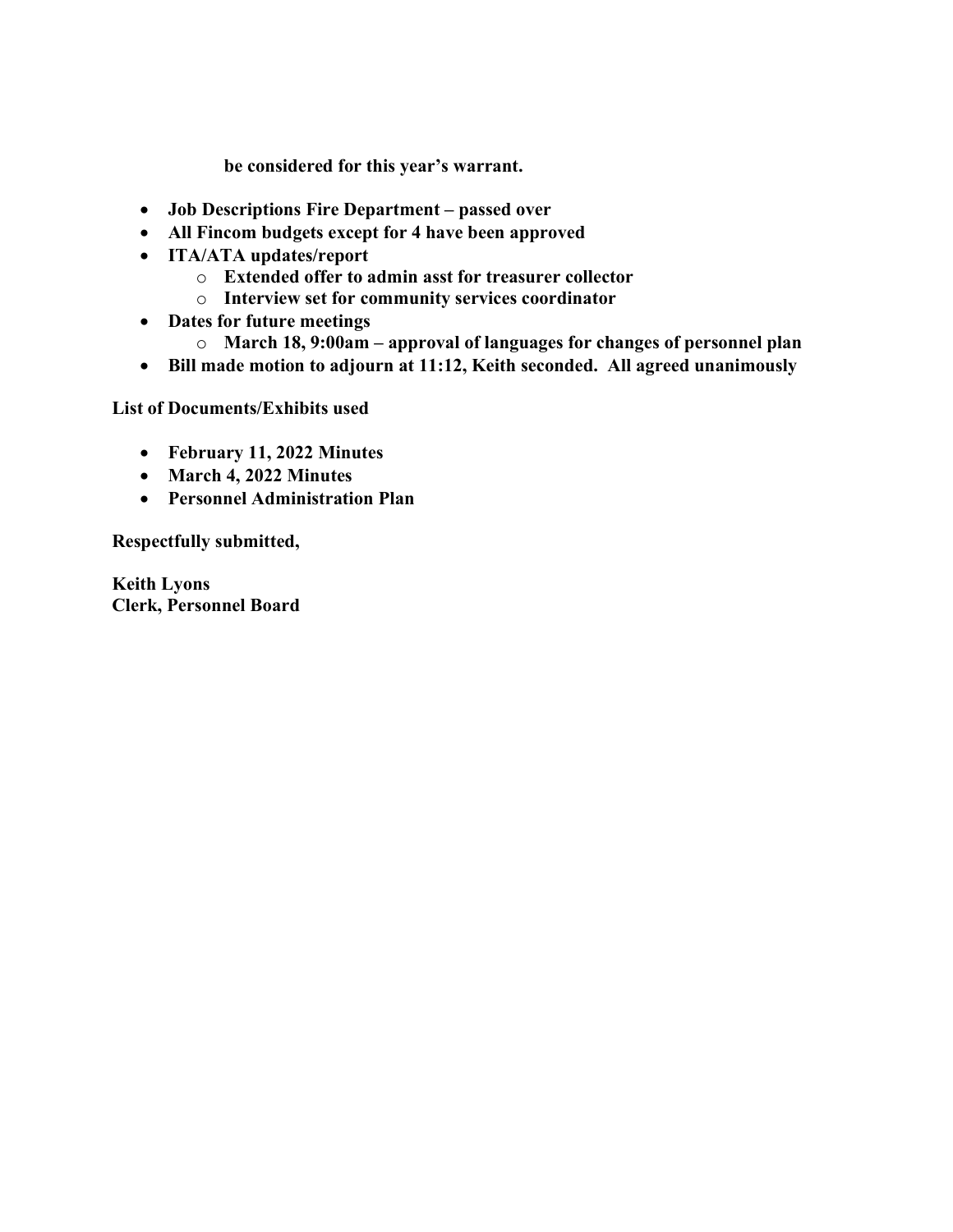**be considered for this year's warrant.**

- **Job Descriptions Fire Department – passed over**
- **All Fincom budgets except for 4 have been approved**
- **ITA/ATA updates/report**
    - **Extended offer to admin asst for treasurer collector**
    - **Interview set for community services coordinator**
- **Dates for future meetings**
    - **March 18, 9:00am – approval of languages for changes of personnel plan**
- **Bill made motion to adjourn at 11:12, Keith seconded. All agreed unanimously**

**List of Documents/Exhibits used**

- **February 11, 2022 Minutes**
- **March 4, 2022 Minutes**
- **Personnel Administration Plan**

**Respectfully submitted,**

**Keith Lyons**
**Clerk, Personnel Board**